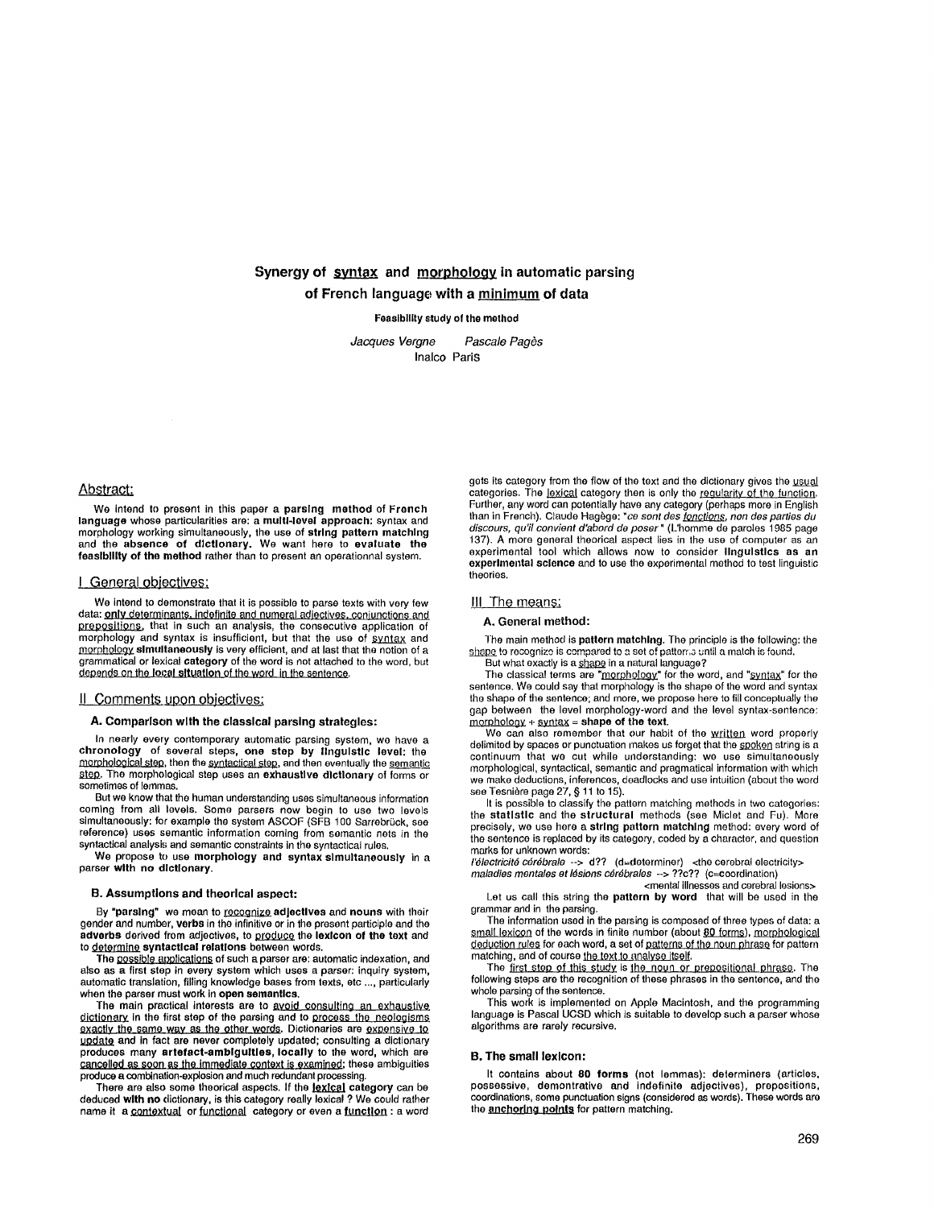# Synergy of syntax and morphology in automatic parsing of French language with a minimum of data

**Feasibility study of the method**

*Jacques Vergne* *Pascale Pagès*
Inalco Paris

## Abstract:

We intend to present in this paper a **parsing method of French language** whose particularities are: a **multi-level approach:** syntax and morphology working simultaneously, the use of **string pattern matching** and the **absence of dictionary.** We want here to **evaluate the feasibility of the method** rather than to present an operationnal system.

## I General objectives:

We intend to demonstrate that it is possible to parse texts with very few data: **only determinants, indefinite and numeral adjectives, conjunctions and prepositions**, that in such an analysis, the consecutive application of morphology and syntax is insufficient, but that the use of syntax and morphology **simultaneously** is very efficient, and at last that the notion of a grammatical or lexical **category** of the word is not attached to the word, but depends on the local situation of the word in the sentence.

## II Comments upon objectives:

### A. Comparison with the classical parsing strategies:

In nearly every contemporary automatic parsing system, we have a **chronology** of several steps, **one step by linguistic level:** the morphological step, then the syntactical step, and then eventually the semantic step. The morphological step uses an **exhaustive dictionary** of forms or sometimes of lemmas.

But we know that the human understanding uses simultaneous information coming from all levels. Some parsers now begin to use two levels simultaneously: for example the system ASCOF (SFB 100 Sarrebrück, see reference) uses semantic information coming from semantic nets in the syntactical analysis and semantic constraints in the syntactical rules.

We propose to use **morphology and syntax simultaneously** in a parser **with no dictionary.**

### B. Assumptions and theorical aspect:

By **"parsing"** we mean to recognize **adjectives** and **nouns** with their gender and number, **verbs** in the infinitive or in the present participle and the **adverbs** derived from adjectives, to produce the **lexicon of the text** and to determine **syntactical relations** between words.

The possible applications of such a parser are: automatic indexation, and also as a first step in every system which uses a parser: inquiry system, automatic translation, filling knowledge bases from texts, etc ..., particularly when the parser must work in **open semantics.**

The main practical interests are to avoid consulting an exhaustive dictionary in the first step of the parsing and to process the neologisms exactly the same way as the other words. Dictionaries are expensive to update and in fact are never completely updated; consulting a dictionary produces many **artefact-ambiguities, locally** to the word, which are cancelled as soon as the immediate context is examined; these ambiguities produce a combination-explosion and much redundant processing.

There are also some theorical aspects. If the **lexical category** can be deduced **with no** dictionary, is this category really lexical ? We could rather name it a contextual or functional category or even a **function** : a word gets its category from the flow of the text and the dictionary gives the usual categories. The lexical category then is only the regularity of the function. Further, any word can potentially have any category (perhaps more in English than in French). Claude Hagège: *"ce sont des fonctions, non des parties du discours, qu'il convient d'abord de poser"* (L'homme de paroles 1985 page 137). A more general theorical aspect lies in the use of computer as an experimental tool which allows now to consider **linguistics as an experimental science** and to use the experimental method to test linguistic theories.

## III The means:

### A. General method:

The main method is **pattern matching.** The principle is the following: the shape to recognize is compared to a set of patterns until a match is found.

But what exactly is a shape in a natural language?

The classical terms are "morphology" for the word, and "syntax" for the sentence. We could say that morphology is the shape of the word and syntax the shape of the sentence; and more, we propose here to fill conceptually the gap between the level morphology-word and the level syntax-sentence: morphology + syntax = **shape of the text.**

We can also remember that our habit of the written word properly delimited by spaces or punctuation makes us forget that the spoken string is a continuum that we cut while understanding: we use simultaneously morphological, syntactical, semantic and pragmatical information with which we make deductions, inferences, deadlocks and use intuition (about the word see Tesnière page 27, § 11 to 15).

It is possible to classify the pattern matching methods in two categories: the **statistic** and the **structural** methods (see Miclet and Fu). More precisely, we use here a **string pattern matching** method: every word of the sentence is replaced by its category, coded by a character, and question marks for unknown words:

*l'électricité cérébrale* --> d?? (d=determiner) <the cerebral electricity>
*maladies mentales et lésions cérébrales* --> ??c?? (c=coordination) <mental illnesses and cerebral lesions>

Let us call this string the **pattern by word** that will be used in the grammar and in the parsing.

The information used in the parsing is composed of three types of data: a small lexicon of the words in finite number (about 80 forms), morphological deduction rules for each word, a set of patterns of the noun phrase for pattern matching, and of course the text to analyse itself.

The first step of this study is the noun or prepositional phrase. The following steps are the recognition of these phrases in the sentence, and the whole parsing of the sentence.

This work is implemented on Apple Macintosh, and the programming language is Pascal UCSD which is suitable to develop such a parser whose algorithms are rarely recursive.

### B. The small lexicon:

It contains about **80 forms** (not lemmas): determiners (articles, possessive, demonstrative and indefinite adjectives), prepositions, coordinations, some punctuation signs (considered as words). These words are the **anchoring points** for pattern matching.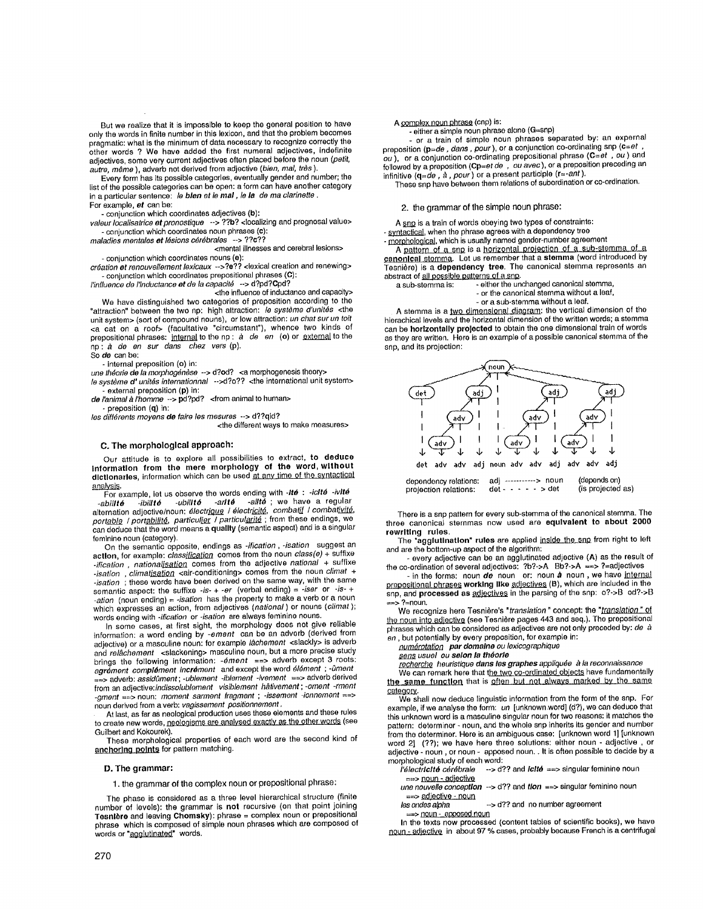But we realize that it is impossible to keep the general position to have only the words in finite number in this lexicon, and that the problem becomes pragmatic: what is the minimum of data necessary to recognize correctly the other words ? We have added the first numeral adjectives, indefinite adjectives, some very current adjectives often placed before the noun (*petit, autre, même* ), adverb not derived from adjective (*bien, mal, très* ).

Every form has its possible categories, eventually gender and number; the list of the possible categories can be open: a form can have another category in a particular sentence: *le **bien** et le **mal** , le **la** de ma clarinette* .

For example, ***et*** can be:

- conjunction which coordinates adjectives (**b**):

*valeur localisatrice **et** pronostique* --> ??b? <localizing and prognosal value>

- conjunction which coordinates noun phrases (**c**):

*maladies mentales **et** lésions cérébrales* --> ??c?? <mental illnesses and cerebral lesions>

- conjunction which coordinates nouns (**e**):

*création **et** renouvellement lexicaux* -->?e?? <lexical creation and renewing>

- conjunction which coordinates prepositional phrases (**C**):

*l'influence de l'inductance **et** de la capacité* --> d?pd?**C**pd? <the influence of inductance and capacity>

We have distinguished two categories of preposition according to the "attraction" between the two np: high attraction: *le système d'unités* <the unit system> (sort of compound nouns), or low attraction: *un chat sur un toit* <a cat on a roof> (facultative "circumstant"), whence two kinds of prepositional phrases: internal to the np : *à de en* (**o**) or external to the np : *à de en sur dans chez vers* (**p**).

So ***de*** can be:

- internal preposition (**o**) in:

*une théorie **de** la morphogénèse* --> d?od? <a morphogenesis theory>

*le système **d'** unités internationnal* -->d?o?? <the international unit system>

- external preposition (**p**) in:

***de** l'animal à l'homme* --> pd?pd? <from animal to human>

- preposition (**q**) in:

*les différents moyens **de** faire les mesures* --> d??qid? <the different ways to make measures>

### C. The morphological approach:

Our attitude is to explore all possibilities to extract, **to deduce information from the mere morphology of the word, without dictionaries**, information which can be used at any time of the syntactical analysis.

For example, let us observe the words ending with ***-ité*** : ***-icité -ivité -abilité -ibilité -ubilité -arité -alité*** ; we have a regular alternation adjective/noun: *électrique / électricité, combatif / combativité, portable / portabilité, particulier / particularité* ; from these endings, we can deduce that the word means a **quality** (semantic aspect) and is a singular feminine noun (category).

On the semantic opposite, endings as *-ification* , *-isation* suggest an **action**, for example: *classification* comes from the noun *class(e)* + suffixe *-ification* , *nationalisation* comes from the adjective *national* + suffixe *-isation* , *climatisation* <air-conditioning> comes from the noun *climat* + *-isation* ; these words have been derived on the same way, with the same semantic aspect: the suffixe *-is-* + *-er* (verbal ending) = *-iser* or *-is-* + *-ation* (noun ending) = *-isation* has the property to make a verb or a noun which expresses an action, from adjectives (*national* ) or nouns (*climat* ); words ending with *-ification* or *-isation* are always feminine nouns.

In some cases, at first sight, the morphology does not give reliable information: a word ending by *-ement* can be an adverb (derived from adjective) or a masculine noun: for example *lâchement* <slackly> is adverb and *relâchement* <slackening> masculine noun, but a more precise study brings the following information: *-ément* ==> adverb except 3 roots: *agrément complément incrément* and except the word *élément* ; *-ûment* ==> adverb: *assidûment* ; *-ublement -iblement -ivement* ==> adverb derived from an adjective:*indissolublement visiblement hâtivement* ; *-oment -rment -gment* ==> noun: *moment sarment fragment* ; *-issement -ionnement* ==> noun derived from a verb: *vagissement positionnement* .

At last, as far as neological production uses these elements and rules to create new words, neologisms are analysed exactly as the other words (see Guilbert and Kokourek).

These morphological properties of each word are the second kind of **anchoring points** for pattern matching.

### D. The grammar:

1. the grammar of the complex noun or prepositional phrase:

The phase is considered as a three level hierarchical structure (finite number of levels): the grammar is **not** recursive (on that point joining **Tesnière** and leaving **Chomsky**): phrase = complex noun or prepositional phrase which is composed of simple noun phrases which are composed of words or "agglutinated" words.

A complex noun phrase (cnp) is:

- either a simple noun phrase alone (G=snp)

- or a train of simple noun phrases separated by: an expernal preposition (**p**=*de , dans , pour* ), or a conjunction co-ordinating snp (**c**=*et , ou* ), or a conjunction co-ordinating prepositional phrase (**C**=*et , ou* ) and followed by a preposition (**Cp**=*et de , ou avec* ), or a preposition preceding an infinitive (**q**=*de , à , pour* ) or a present participle (**r**=*-ant* ).

These snp have between them relations of subordination or co-ordination.

2. the grammar of the simple noun phrase:

A snp is a train of words obeying two types of constraints:

- syntactical, when the phrase agrees with a dependency tree
- morphological, which is usually named gender-number agreement

A pattern of a snp is a horizontal projection of a sub-stemma of a **canonical** stemma. Let us remember that a **stemma** (word introduced by Tesnière) is a **dependency tree**. The canonical stemma represents an abstract of all possible patterns of a snp.

a sub-stemma is:
- either the unchanged canonical stemma,
- or the canonical stemma without a leaf,
- or a sub-stemma without a leaf.

A stemma is a two dimensional diagram: the vertical dimension of the hierachical levels and the horizontal dimension of the written words; a stemma can be **horizontally projected** to obtain the one dimensional train of words as they are written. Here is an example of a possible canonical stemma of the snp, and its projection:

det adv adv adj noun adv adv adj adv adv adj

dependency relations: adj -----------> noun (depends on)
projection relations: det - - - - - > det (is projected as)

There is a snp pattern for every sub-stemma of the canonical stemma. The three canonical stemmas now used are **equivalent to about 2000 rewriting rules**.

The **"agglutination" rules** are applied inside the snp from right to left and are the bottom-up aspect of the algorithm:

- every adjective can be an agglutinated adjective (**A**) as the result of the co-ordination of several adjectives: ?b?->A Bb?->A ==> ?=adjectives

- in the forms: noun ***de*** noun or: noun ***à*** noun , we have internal prepositional phrases **working like** adjectives (**B**), which are included in the snp, and **processed as** adjectives in the parsing of the snp: o?->B od?->B ==> ?=noun.

We recognize here Tesnière's "*translation* " concept: the "*translation* " of the noun into adjective (see Tesnière pages 443 and seq.). The prepositional phrases which can be considered as adjectives are not only preceded by: *de à en* , but potentially by every preposition, for example in:

*numérotation **par domaine** ou lexicographique*

*sens usuel **ou selon la théorie***

*recherche heuristique **dans les graphes** appliquée **à la reconnaissance***

We can remark here that the two co-ordinated objects have fundamentally **the same function** that is often but not always marked by the same category.

We shall now deduce linguistic information from the form of the snp. For example, if we analyse the form: *un* [unknown word] (d?), we can deduce that this unknown word is a masculine singular noun for two reasons: it matches the pattern: determiner - noun, and the whole snp inherits its gender and number from the determiner. Here is an ambiguous case: [unknown word 1] [unknown word 2] (??); we have here three solutions: either noun - adjective , or adjective - noun , or noun - apposed noun. . It is often possible to decide by a morphological study of each word:

*l'électr**icité** cérébrale* --> d?? and ***icité*** ==> singular feminine noun ==> noun - adjective

*une nouvelle concep**tion*** --> d?? and ***tion*** ==> singular feminine noun ==> adjective - noun

*les ondes alpha* --> d?? and no number agreement ==> noun - apposed noun

In the texts now processed (content tables of scientific books), we have noun - adjective in about 97 % cases, probably because French is a centrifugal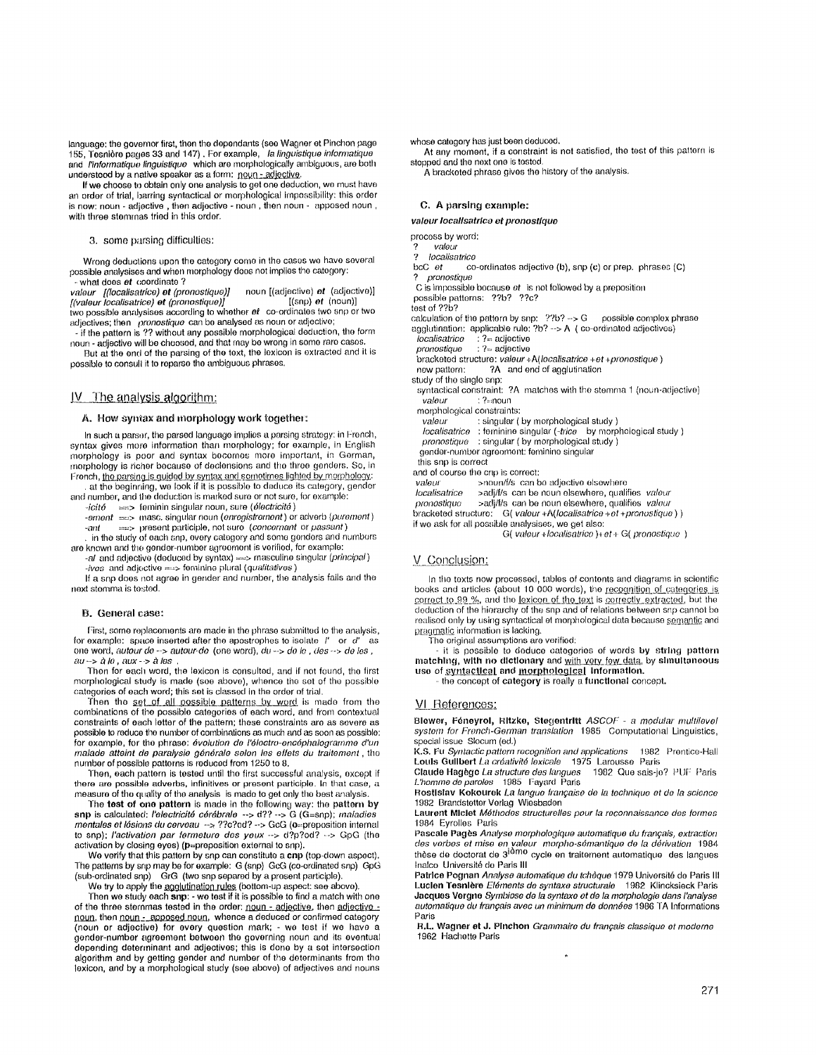language: the governor first, then the dependants (see Wagner et Pinchon page 155, Tesnière pages 33 and 147) . For example, *la linguistique informatique* and *l'informatique linguistique* which are morphologically ambiguous, are both understood by a native speaker as a form: noun - adjective.

If we choose to obtain only one analysis to get one deduction, we must have an order of trial, barring syntactical or morphological impossibility: this order is now: noun - adjective , then adjective - noun , then noun - apposed noun , with three stemmas tried in this order.

### 3. some parsing difficulties:

Wrong deductions upon the category come in the cases we have several possible analysises and when morphology does not implies the category:

- what does *et* coordinate ?

*valeur [(localisatrice) et (pronostique)]* noun [(adjective) *et* (adjective)]
*[(valeur localisatrice) et (pronostique)]* [(snp) *et* (noun)]

two possible analysises according to whether *et* co-ordinates two snp or two adjectives; then *pronostique* can be analysed as noun or adjective;

- if the pattern is ?? without any possible morphological deduction, the form noun - adjective will be choosed, and that may be wrong in some rare cases.

But at the end of the parsing of the text, the lexicon is extracted and it is possible to consult it to reparse the ambiguous phrases.

## IV The analysis algorithm:

### A. How syntax and morphology work together:

In such a parser, the parsed language implies a parsing strategy: in French, syntax gives more information than morphology; for example, in English morphology is poor and syntax becomes more important, in German, morphology is richer because of declensions and the three genders. So, in French, the parsing is guided by syntax and sometimes lighted by morphology:

. at the beginning, we look if it is possible to deduce its category, gender and number, and the deduction is marked sure or not sure, for example:

-*icité* ==> feminin singular noun, sure (*électricité*)
-*ement* ==> masc. singular noun (*enregistrement*) or adverb (*purement*)
-*ant* ==> present participle, not sure (*concernant* or *passant*)

. in the study of each snp, every category and some genders and numbers are known and the gender-number agreement is verified, for example:

-*al* and adjective (deduced by syntax) ==> masculine singular (*principal*)
-*ives* and adjective ==> feminine plural (*qualitatives*)

If a snp does not agree in gender and number, the analysis fails and the next stemma is tested.

### B. General case:

First, some replacements are made in the phrase submitted to the analysis, for example: space inserted after the apostrophes to isolate *l'* or *d'* as one word, *autour de --> autour-de* (one word), *du --> de le , des --> de les , au --> à le , aux --> à les* .

Then for each word, the lexicon is consulted, and if not found, the first morphological study is made (see above), whence the set of the possible categories of each word; this set is classed in the order of trial.

Then the set of all possible patterns by word is made from the combinations of the possible categories of each word, and from contextual constraints of each letter of the pattern; these constraints are as severe as possible to reduce the number of combinations as much and as soon as possible: for example, for the phrase: *évolution de l'électro-encéphalogramme d'un malade atteint de paralysie générale selon les effets du traitement* , the number of possible patterns is reduced from 1250 to 8.

Then, each pattern is tested until the first successful analysis, except if there are possible adverbs, infinitives or present participle. In that case, a measure of the quality of the analysis is made to get only the best analysis.

The **test of one pattern** is made in the following way: the **pattern by snp** is calculated: *l'electricité cérébrale* --> d?? --> G (G=snp); *maladies mentales et lésions du cerveau* --> ??c?od? --> GcG (o=preposition internal to snp); *l'activation par fermeture des yeux* --> d?p?od? --> GpG (the activation by closing eyes) (p=preposition external to snp).

We verify that this pattern by snp can constitute a **cnp** (top-down aspect). The patterns by snp may be for example: G (snp) GcG (co-ordinated snp) GpG (sub-ordinated snp) GrG (two snp separed by a present participle).

We try to apply the agglutination rules (bottom-up aspect: see above).

Then we study each **snp**: - we test if it is possible to find a match with one of the three stemmas tested in the order: noun - adjective, then adjective - noun, then noun - apposed noun, whence a deduced or confirmed category (noun or adjective) for every question mark; - we test if we have a gender-number agreement between the governing noun and its eventual depending determinant and adjectives; this is done by a set intersection algorithm and by getting gender and number of the determinants from the lexicon, and by a morphological study (see above) of adjectives and nouns whose category has just been deduced.

At any moment, if a constraint is not satisfied, the test of this pattern is stopped and the next one is tested.

A bracketed phrase gives the history of the analysis.

### C. A parsing example:

***valeur localisatrice et pronostique***

process by word:
? *valeur*
? *localisatrice*
bcC *et* co-ordinates adjective (b), snp (c) or prep. phrases (C)
? *pronostique*
C is impossible because *et* is not followed by a preposition
possible patterns: ??b? ??c?
test of ??b?
calculation of the pattern by snp: ??b? --> G possible complex phrase
agglutination: applicable rule: ?b? --> A ( co-ordinated adjectives)
*localisatrice* : ?= adjective
*pronostique* : ?= adjective
bracketed structure: *valeur* +A(*localisatrice* +*et* +*pronostique* )
new pattern: ?A and end of agglutination
study of the single snp:
syntactical constraint: ?A matches with the stemma 1 (noun-adjective)
*valeur* : ?=noun
morphological constraints:
*valeur* : singular ( by morphological study )
*localisatrice* : feminine singular (-*trice* by morphological study )
*pronostique* : singular ( by morphological study )
gender-number agreement: feminine singular
this snp is correct
and of course the cnp is correct:
*valeur* >noun/f/s can be adjective elsewhere
*localisatrice* >adj/f/s can be noun elsewhere, qualifies *valeur*
*pronostique* >adj/f/s can be noun elsewhere, qualifies *valeur*
bracketed structure: G( *valeur* +A(*localisatrice* +*et* +*pronostique* ) )
if we ask for all possible analysises, we get also:
G( *valeur* +*localisatrice* )+ *et* + G( *pronostique* )

## V Conclusion:

In the texts now processed, tables of contents and diagrams in scientific books and articles (about 10 000 words), the recognition of categories is correct to 99 %, and the lexicon of the text is correctly extracted, but the deduction of the hierarchy of the snp and of relations between snp cannot be realised only by using syntactical et morphological data because semantic and pragmatic information is lacking.

The original assumptions are verified:

- it is possible to deduce categories of words **by string pattern matching, with no dictionary and** with very few data, by **simultaneous use of** **syntactical and morphological information.**
- the concept of **category** is really a **functional concept.**

## VI References:

**Blewer, Féneyrol, Ritzke, Stegentritt** *ASCOF - a modular multilevel system for French-German translation* 1985 Computational Linguistics, special issue Slocum (ed.)

**K.S. Fu** *Syntactic pattern recognition and applications* 1982 Prentice-Hall

**Louis Guilbert** *La créativité lexicale* 1975 Larousse Paris

**Claude Hagège** *La structure des langues* 1982 Que sais-je? PUF Paris *L'homme de paroles* 1985 Fayard Paris

**Rostislav Kocourek** *La langue française de la technique et de la science* 1982 Brandstetter Verlag Wiesbaden

**Laurent Miclet** *Méthodes structurelles pour la reconnaissance des formes* 1984 Eyrolles Paris

**Pascale Pagès** *Analyse morphologique automatique du français, extraction des verbes et mise en valeur morpho-sémantique de la dérivation* 1984 thèse de doctorat de 3ième cycle en traitement automatique des langues Inalco Université de Paris III

**Patrice Pognan** *Analyse automatique du tchèque* 1979 Université de Paris III

**Lucien Tesnière** *Eléments de syntaxe structurale* 1982 Klincksieck Paris

**Jacques Vergne** *Symbiose de la syntaxe et de la morphologie dans l'analyse automatique du français avec un minimum de données* 1986 TA Informations Paris

**R.L. Wagner et J. Pinchon** *Grammaire du français classique et moderne* 1962 Hachette Paris